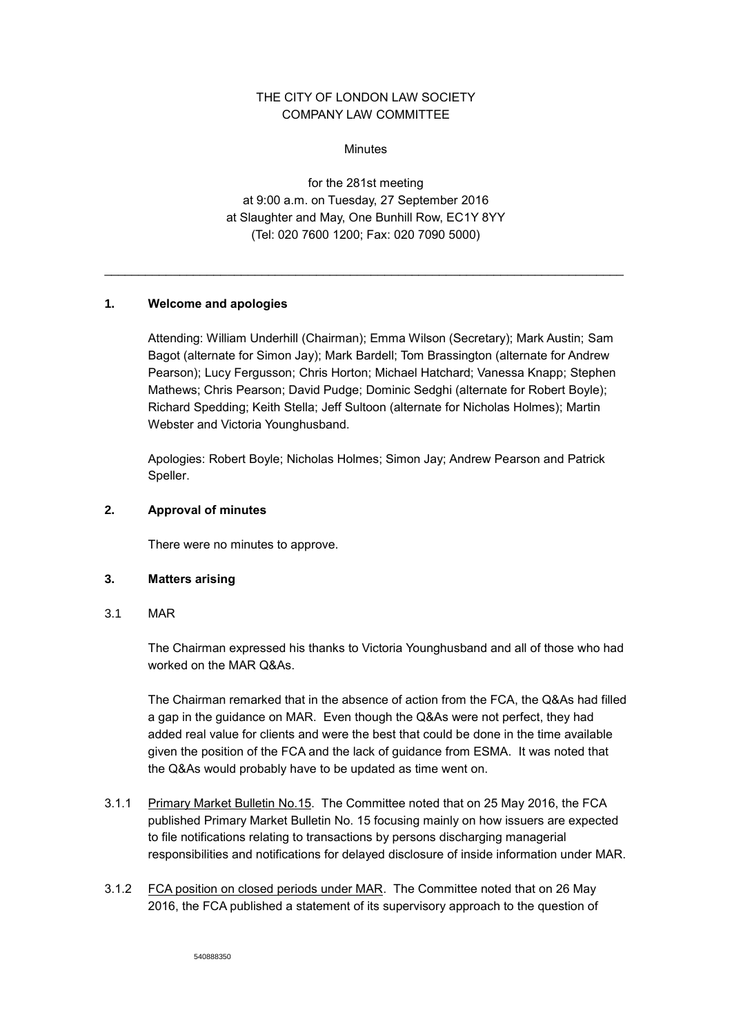THE CITY OF LONDON LAW SOCIETY
COMPANY LAW COMMITTEE

Minutes

for the 281st meeting
at 9:00 a.m. on Tuesday, 27 September 2016
at Slaughter and May, One Bunhill Row, EC1Y 8YY
(Tel: 020 7600 1200; Fax: 020 7090 5000)

---

## 1. Welcome and apologies

Attending: William Underhill (Chairman); Emma Wilson (Secretary); Mark Austin; Sam Bagot (alternate for Simon Jay); Mark Bardell; Tom Brassington (alternate for Andrew Pearson); Lucy Fergusson; Chris Horton; Michael Hatchard; Vanessa Knapp; Stephen Mathews; Chris Pearson; David Pudge; Dominic Sedghi (alternate for Robert Boyle); Richard Spedding; Keith Stella; Jeff Sultoon (alternate for Nicholas Holmes); Martin Webster and Victoria Younghusband.

Apologies: Robert Boyle; Nicholas Holmes; Simon Jay; Andrew Pearson and Patrick Speller.

## 2. Approval of minutes

There were no minutes to approve.

## 3. Matters arising

3.1 MAR

The Chairman expressed his thanks to Victoria Younghusband and all of those who had worked on the MAR Q&As.

The Chairman remarked that in the absence of action from the FCA, the Q&As had filled a gap in the guidance on MAR. Even though the Q&As were not perfect, they had added real value for clients and were the best that could be done in the time available given the position of the FCA and the lack of guidance from ESMA. It was noted that the Q&As would probably have to be updated as time went on.

3.1.1 Primary Market Bulletin No.15. The Committee noted that on 25 May 2016, the FCA published Primary Market Bulletin No. 15 focusing mainly on how issuers are expected to file notifications relating to transactions by persons discharging managerial responsibilities and notifications for delayed disclosure of inside information under MAR.

3.1.2 FCA position on closed periods under MAR. The Committee noted that on 26 May 2016, the FCA published a statement of its supervisory approach to the question of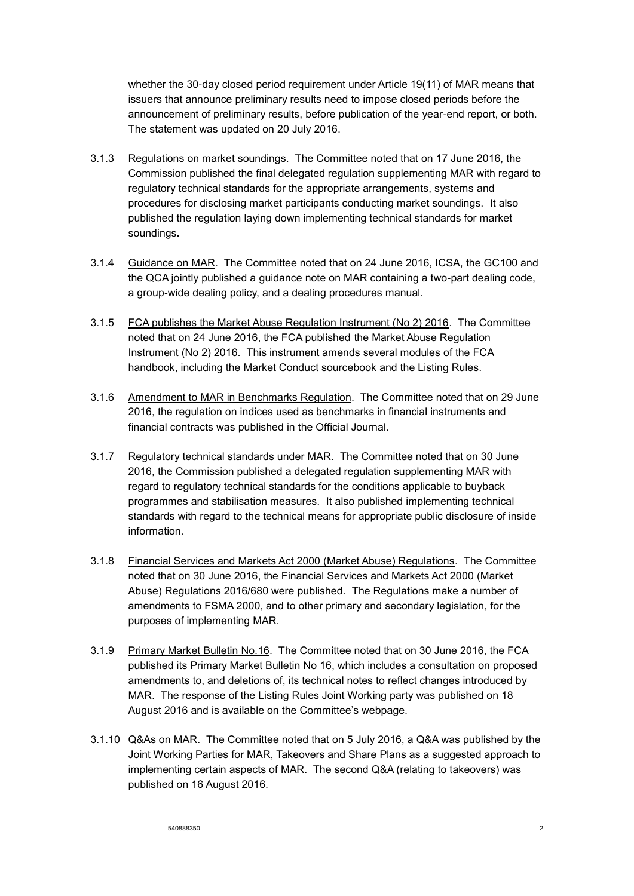whether the 30-day closed period requirement under Article 19(11) of MAR means that issuers that announce preliminary results need to impose closed periods before the announcement of preliminary results, before publication of the year-end report, or both. The statement was updated on 20 July 2016.

3.1.3 Regulations on market soundings. The Committee noted that on 17 June 2016, the Commission published the final delegated regulation supplementing MAR with regard to regulatory technical standards for the appropriate arrangements, systems and procedures for disclosing market participants conducting market soundings. It also published the regulation laying down implementing technical standards for market soundings**.**

3.1.4 Guidance on MAR. The Committee noted that on 24 June 2016, ICSA, the GC100 and the QCA jointly published a guidance note on MAR containing a two-part dealing code, a group-wide dealing policy, and a dealing procedures manual.

3.1.5 FCA publishes the Market Abuse Regulation Instrument (No 2) 2016. The Committee noted that on 24 June 2016, the FCA published the Market Abuse Regulation Instrument (No 2) 2016. This instrument amends several modules of the FCA handbook, including the Market Conduct sourcebook and the Listing Rules.

3.1.6 Amendment to MAR in Benchmarks Regulation. The Committee noted that on 29 June 2016, the regulation on indices used as benchmarks in financial instruments and financial contracts was published in the Official Journal.

3.1.7 Regulatory technical standards under MAR. The Committee noted that on 30 June 2016, the Commission published a delegated regulation supplementing MAR with regard to regulatory technical standards for the conditions applicable to buyback programmes and stabilisation measures. It also published implementing technical standards with regard to the technical means for appropriate public disclosure of inside information.

3.1.8 Financial Services and Markets Act 2000 (Market Abuse) Regulations. The Committee noted that on 30 June 2016, the Financial Services and Markets Act 2000 (Market Abuse) Regulations 2016/680 were published. The Regulations make a number of amendments to FSMA 2000, and to other primary and secondary legislation, for the purposes of implementing MAR.

3.1.9 Primary Market Bulletin No.16. The Committee noted that on 30 June 2016, the FCA published its Primary Market Bulletin No 16, which includes a consultation on proposed amendments to, and deletions of, its technical notes to reflect changes introduced by MAR. The response of the Listing Rules Joint Working party was published on 18 August 2016 and is available on the Committee's webpage.

3.1.10 Q&As on MAR. The Committee noted that on 5 July 2016, a Q&A was published by the Joint Working Parties for MAR, Takeovers and Share Plans as a suggested approach to implementing certain aspects of MAR. The second Q&A (relating to takeovers) was published on 16 August 2016.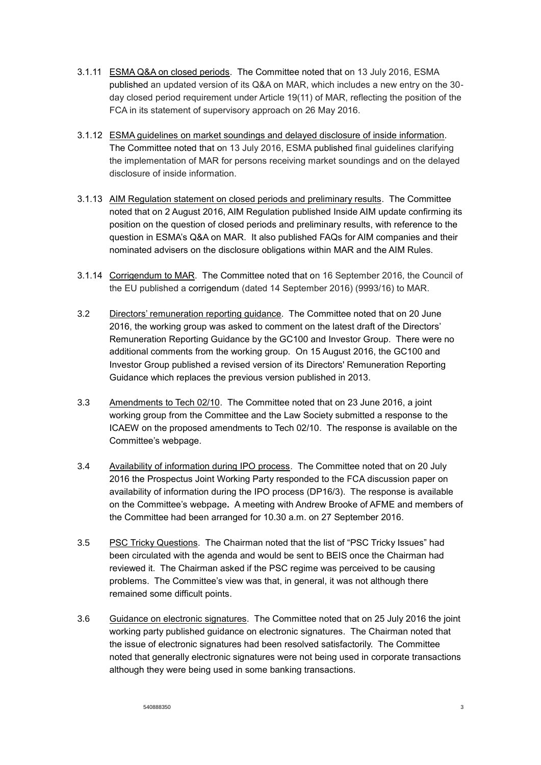3.1.11 ESMA Q&A on closed periods. The Committee noted that on 13 July 2016, ESMA published an updated version of its Q&A on MAR, which includes a new entry on the 30-day closed period requirement under Article 19(11) of MAR, reflecting the position of the FCA in its statement of supervisory approach on 26 May 2016.

3.1.12 ESMA guidelines on market soundings and delayed disclosure of inside information. The Committee noted that on 13 July 2016, ESMA published final guidelines clarifying the implementation of MAR for persons receiving market soundings and on the delayed disclosure of inside information.

3.1.13 AIM Regulation statement on closed periods and preliminary results. The Committee noted that on 2 August 2016, AIM Regulation published Inside AIM update confirming its position on the question of closed periods and preliminary results, with reference to the question in ESMA's Q&A on MAR. It also published FAQs for AIM companies and their nominated advisers on the disclosure obligations within MAR and the AIM Rules.

3.1.14 Corrigendum to MAR. The Committee noted that on 16 September 2016, the Council of the EU published a corrigendum (dated 14 September 2016) (9993/16) to MAR.

3.2 Directors' remuneration reporting guidance. The Committee noted that on 20 June 2016, the working group was asked to comment on the latest draft of the Directors' Remuneration Reporting Guidance by the GC100 and Investor Group. There were no additional comments from the working group. On 15 August 2016, the GC100 and Investor Group published a revised version of its Directors' Remuneration Reporting Guidance which replaces the previous version published in 2013.

3.3 Amendments to Tech 02/10. The Committee noted that on 23 June 2016, a joint working group from the Committee and the Law Society submitted a response to the ICAEW on the proposed amendments to Tech 02/10. The response is available on the Committee's webpage.

3.4 Availability of information during IPO process. The Committee noted that on 20 July 2016 the Prospectus Joint Working Party responded to the FCA discussion paper on availability of information during the IPO process (DP16/3). The response is available on the Committee's webpage. A meeting with Andrew Brooke of AFME and members of the Committee had been arranged for 10.30 a.m. on 27 September 2016.

3.5 PSC Tricky Questions. The Chairman noted that the list of "PSC Tricky Issues" had been circulated with the agenda and would be sent to BEIS once the Chairman had reviewed it. The Chairman asked if the PSC regime was perceived to be causing problems. The Committee's view was that, in general, it was not although there remained some difficult points.

3.6 Guidance on electronic signatures. The Committee noted that on 25 July 2016 the joint working party published guidance on electronic signatures. The Chairman noted that the issue of electronic signatures had been resolved satisfactorily. The Committee noted that generally electronic signatures were not being used in corporate transactions although they were being used in some banking transactions.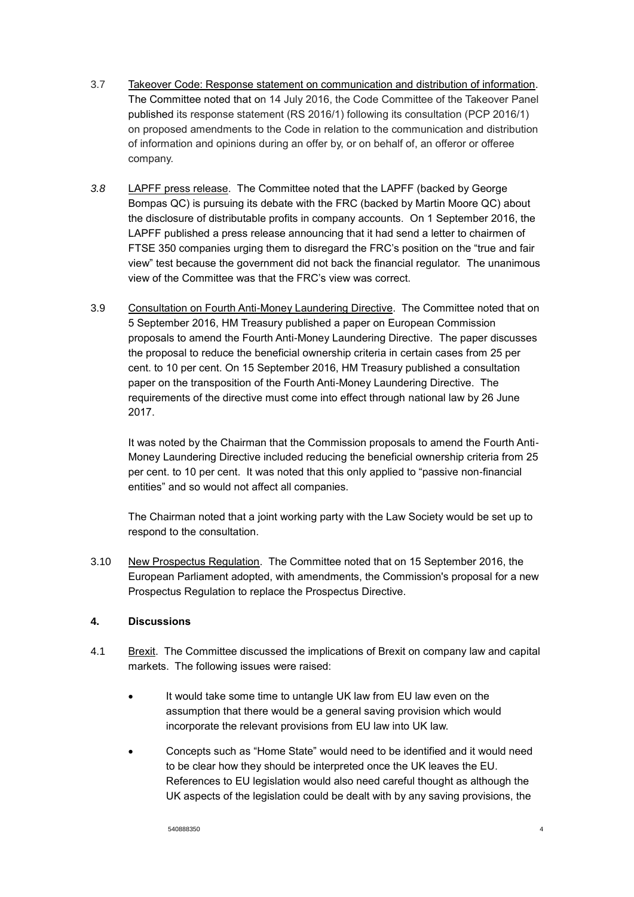3.7 Takeover Code: Response statement on communication and distribution of information. The Committee noted that on 14 July 2016, the Code Committee of the Takeover Panel published its response statement (RS 2016/1) following its consultation (PCP 2016/1) on proposed amendments to the Code in relation to the communication and distribution of information and opinions during an offer by, or on behalf of, an offeror or offeree company.

*3.8* LAPFF press release. The Committee noted that the LAPFF (backed by George Bompas QC) is pursuing its debate with the FRC (backed by Martin Moore QC) about the disclosure of distributable profits in company accounts. On 1 September 2016, the LAPFF published a press release announcing that it had send a letter to chairmen of FTSE 350 companies urging them to disregard the FRC's position on the "true and fair view" test because the government did not back the financial regulator. The unanimous view of the Committee was that the FRC's view was correct.

3.9 Consultation on Fourth Anti-Money Laundering Directive. The Committee noted that on 5 September 2016, HM Treasury published a paper on European Commission proposals to amend the Fourth Anti-Money Laundering Directive. The paper discusses the proposal to reduce the beneficial ownership criteria in certain cases from 25 per cent. to 10 per cent. On 15 September 2016, HM Treasury published a consultation paper on the transposition of the Fourth Anti-Money Laundering Directive. The requirements of the directive must come into effect through national law by 26 June 2017.

It was noted by the Chairman that the Commission proposals to amend the Fourth Anti-Money Laundering Directive included reducing the beneficial ownership criteria from 25 per cent. to 10 per cent. It was noted that this only applied to "passive non-financial entities" and so would not affect all companies.

The Chairman noted that a joint working party with the Law Society would be set up to respond to the consultation.

3.10 New Prospectus Regulation. The Committee noted that on 15 September 2016, the European Parliament adopted, with amendments, the Commission's proposal for a new Prospectus Regulation to replace the Prospectus Directive.

**4. Discussions**

4.1 Brexit. The Committee discussed the implications of Brexit on company law and capital markets. The following issues were raised:

- It would take some time to untangle UK law from EU law even on the assumption that there would be a general saving provision which would incorporate the relevant provisions from EU law into UK law.
- Concepts such as "Home State" would need to be identified and it would need to be clear how they should be interpreted once the UK leaves the EU. References to EU legislation would also need careful thought as although the UK aspects of the legislation could be dealt with by any saving provisions, the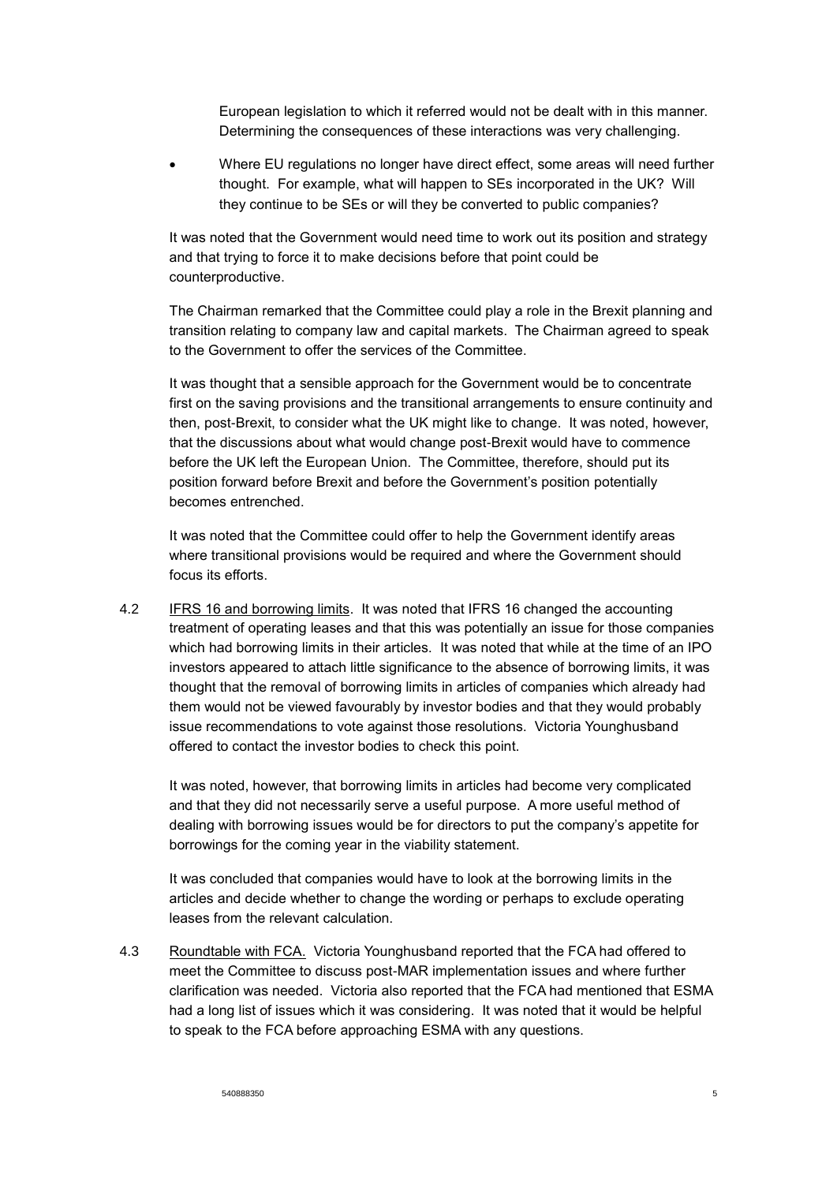European legislation to which it referred would not be dealt with in this manner. Determining the consequences of these interactions was very challenging.

- Where EU regulations no longer have direct effect, some areas will need further thought. For example, what will happen to SEs incorporated in the UK? Will they continue to be SEs or will they be converted to public companies?

It was noted that the Government would need time to work out its position and strategy and that trying to force it to make decisions before that point could be counterproductive.

The Chairman remarked that the Committee could play a role in the Brexit planning and transition relating to company law and capital markets. The Chairman agreed to speak to the Government to offer the services of the Committee.

It was thought that a sensible approach for the Government would be to concentrate first on the saving provisions and the transitional arrangements to ensure continuity and then, post-Brexit, to consider what the UK might like to change. It was noted, however, that the discussions about what would change post-Brexit would have to commence before the UK left the European Union. The Committee, therefore, should put its position forward before Brexit and before the Government's position potentially becomes entrenched.

It was noted that the Committee could offer to help the Government identify areas where transitional provisions would be required and where the Government should focus its efforts.

4.2 IFRS 16 and borrowing limits. It was noted that IFRS 16 changed the accounting treatment of operating leases and that this was potentially an issue for those companies which had borrowing limits in their articles. It was noted that while at the time of an IPO investors appeared to attach little significance to the absence of borrowing limits, it was thought that the removal of borrowing limits in articles of companies which already had them would not be viewed favourably by investor bodies and that they would probably issue recommendations to vote against those resolutions. Victoria Younghusband offered to contact the investor bodies to check this point.

It was noted, however, that borrowing limits in articles had become very complicated and that they did not necessarily serve a useful purpose. A more useful method of dealing with borrowing issues would be for directors to put the company's appetite for borrowings for the coming year in the viability statement.

It was concluded that companies would have to look at the borrowing limits in the articles and decide whether to change the wording or perhaps to exclude operating leases from the relevant calculation.

4.3 Roundtable with FCA. Victoria Younghusband reported that the FCA had offered to meet the Committee to discuss post-MAR implementation issues and where further clarification was needed. Victoria also reported that the FCA had mentioned that ESMA had a long list of issues which it was considering. It was noted that it would be helpful to speak to the FCA before approaching ESMA with any questions.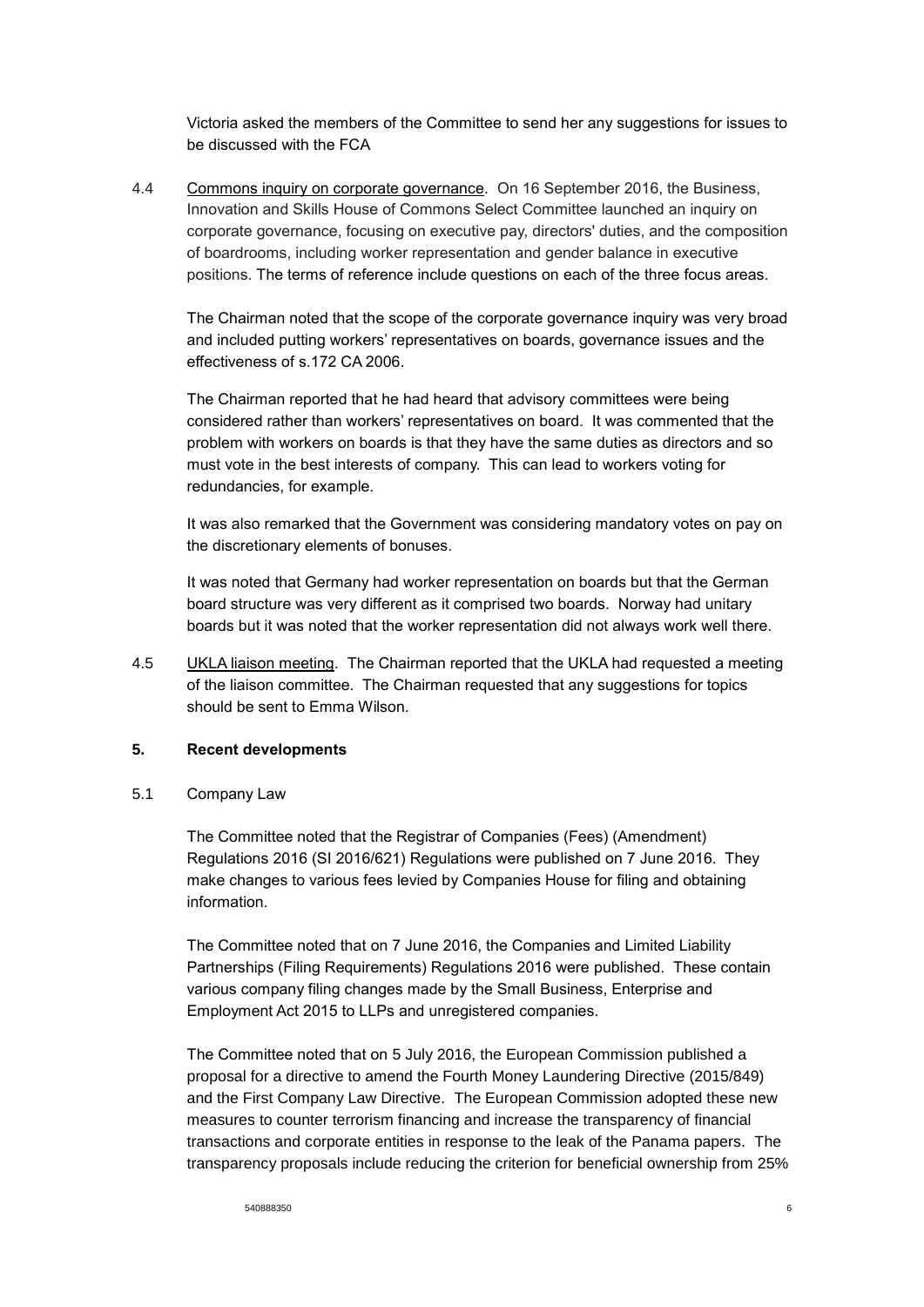Victoria asked the members of the Committee to send her any suggestions for issues to be discussed with the FCA

4.4 Commons inquiry on corporate governance. On 16 September 2016, the Business, Innovation and Skills House of Commons Select Committee launched an inquiry on corporate governance, focusing on executive pay, directors' duties, and the composition of boardrooms, including worker representation and gender balance in executive positions. The terms of reference include questions on each of the three focus areas.

The Chairman noted that the scope of the corporate governance inquiry was very broad and included putting workers' representatives on boards, governance issues and the effectiveness of s.172 CA 2006.

The Chairman reported that he had heard that advisory committees were being considered rather than workers' representatives on board. It was commented that the problem with workers on boards is that they have the same duties as directors and so must vote in the best interests of company. This can lead to workers voting for redundancies, for example.

It was also remarked that the Government was considering mandatory votes on pay on the discretionary elements of bonuses.

It was noted that Germany had worker representation on boards but that the German board structure was very different as it comprised two boards. Norway had unitary boards but it was noted that the worker representation did not always work well there.

4.5 UKLA liaison meeting. The Chairman reported that the UKLA had requested a meeting of the liaison committee. The Chairman requested that any suggestions for topics should be sent to Emma Wilson.

## 5. Recent developments

5.1 Company Law

The Committee noted that the Registrar of Companies (Fees) (Amendment) Regulations 2016 (SI 2016/621) Regulations were published on 7 June 2016. They make changes to various fees levied by Companies House for filing and obtaining information.

The Committee noted that on 7 June 2016, the Companies and Limited Liability Partnerships (Filing Requirements) Regulations 2016 were published. These contain various company filing changes made by the Small Business, Enterprise and Employment Act 2015 to LLPs and unregistered companies.

The Committee noted that on 5 July 2016, the European Commission published a proposal for a directive to amend the Fourth Money Laundering Directive (2015/849) and the First Company Law Directive. The European Commission adopted these new measures to counter terrorism financing and increase the transparency of financial transactions and corporate entities in response to the leak of the Panama papers. The transparency proposals include reducing the criterion for beneficial ownership from 25%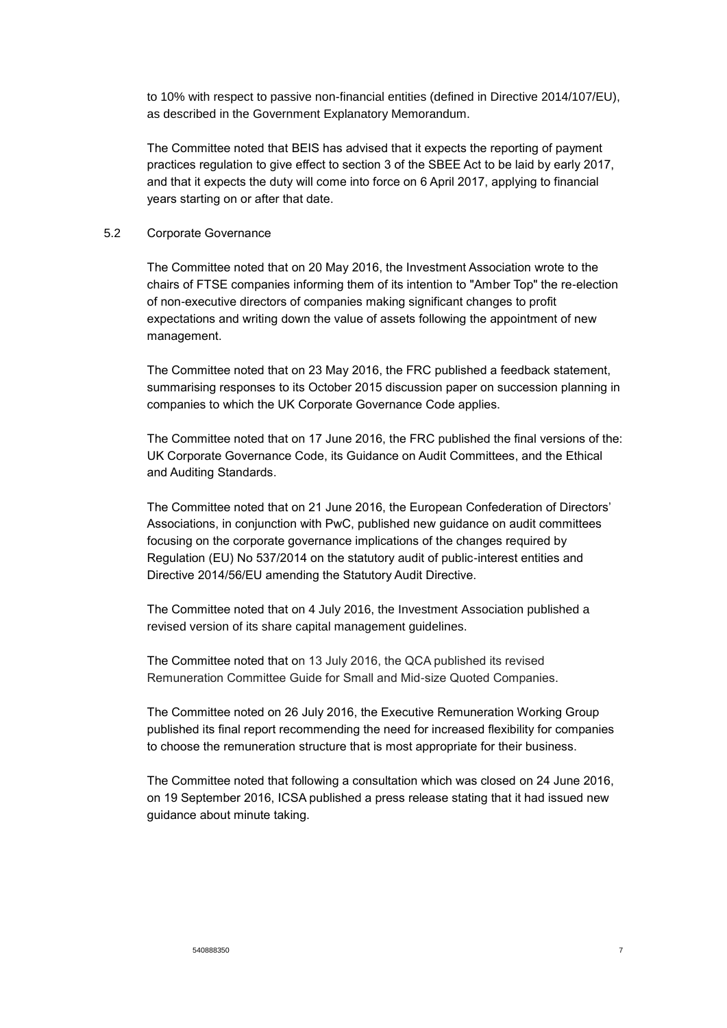to 10% with respect to passive non-financial entities (defined in Directive 2014/107/EU), as described in the Government Explanatory Memorandum.

The Committee noted that BEIS has advised that it expects the reporting of payment practices regulation to give effect to section 3 of the SBEE Act to be laid by early 2017, and that it expects the duty will come into force on 6 April 2017, applying to financial years starting on or after that date.

5.2 Corporate Governance

The Committee noted that on 20 May 2016, the Investment Association wrote to the chairs of FTSE companies informing them of its intention to "Amber Top" the re-election of non-executive directors of companies making significant changes to profit expectations and writing down the value of assets following the appointment of new management.

The Committee noted that on 23 May 2016, the FRC published a feedback statement, summarising responses to its October 2015 discussion paper on succession planning in companies to which the UK Corporate Governance Code applies.

The Committee noted that on 17 June 2016, the FRC published the final versions of the: UK Corporate Governance Code, its Guidance on Audit Committees, and the Ethical and Auditing Standards.

The Committee noted that on 21 June 2016, the European Confederation of Directors' Associations, in conjunction with PwC, published new guidance on audit committees focusing on the corporate governance implications of the changes required by Regulation (EU) No 537/2014 on the statutory audit of public-interest entities and Directive 2014/56/EU amending the Statutory Audit Directive.

The Committee noted that on 4 July 2016, the Investment Association published a revised version of its share capital management guidelines.

The Committee noted that on 13 July 2016, the QCA published its revised Remuneration Committee Guide for Small and Mid-size Quoted Companies.

The Committee noted on 26 July 2016, the Executive Remuneration Working Group published its final report recommending the need for increased flexibility for companies to choose the remuneration structure that is most appropriate for their business.

The Committee noted that following a consultation which was closed on 24 June 2016, on 19 September 2016, ICSA published a press release stating that it had issued new guidance about minute taking.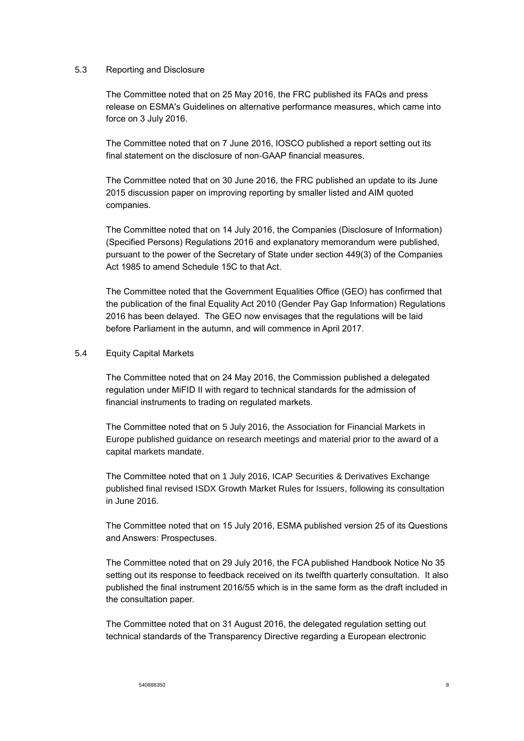### 5.3 Reporting and Disclosure

The Committee noted that on 25 May 2016, the FRC published its FAQs and press release on ESMA's Guidelines on alternative performance measures, which came into force on 3 July 2016.

The Committee noted that on 7 June 2016, IOSCO published a report setting out its final statement on the disclosure of non-GAAP financial measures.

The Committee noted that on 30 June 2016, the FRC published an update to its June 2015 discussion paper on improving reporting by smaller listed and AIM quoted companies.

The Committee noted that on 14 July 2016, the Companies (Disclosure of Information) (Specified Persons) Regulations 2016 and explanatory memorandum were published, pursuant to the power of the Secretary of State under section 449(3) of the Companies Act 1985 to amend Schedule 15C to that Act.

The Committee noted that the Government Equalities Office (GEO) has confirmed that the publication of the final Equality Act 2010 (Gender Pay Gap Information) Regulations 2016 has been delayed. The GEO now envisages that the regulations will be laid before Parliament in the autumn, and will commence in April 2017.

### 5.4 Equity Capital Markets

The Committee noted that on 24 May 2016, the Commission published a delegated regulation under MiFID II with regard to technical standards for the admission of financial instruments to trading on regulated markets.

The Committee noted that on 5 July 2016, the Association for Financial Markets in Europe published guidance on research meetings and material prior to the award of a capital markets mandate.

The Committee noted that on 1 July 2016, ICAP Securities & Derivatives Exchange published final revised ISDX Growth Market Rules for Issuers, following its consultation in June 2016.

The Committee noted that on 15 July 2016, ESMA published version 25 of its Questions and Answers: Prospectuses.

The Committee noted that on 29 July 2016, the FCA published Handbook Notice No 35 setting out its response to feedback received on its twelfth quarterly consultation. It also published the final instrument 2016/55 which is in the same form as the draft included in the consultation paper.

The Committee noted that on 31 August 2016, the delegated regulation setting out technical standards of the Transparency Directive regarding a European electronic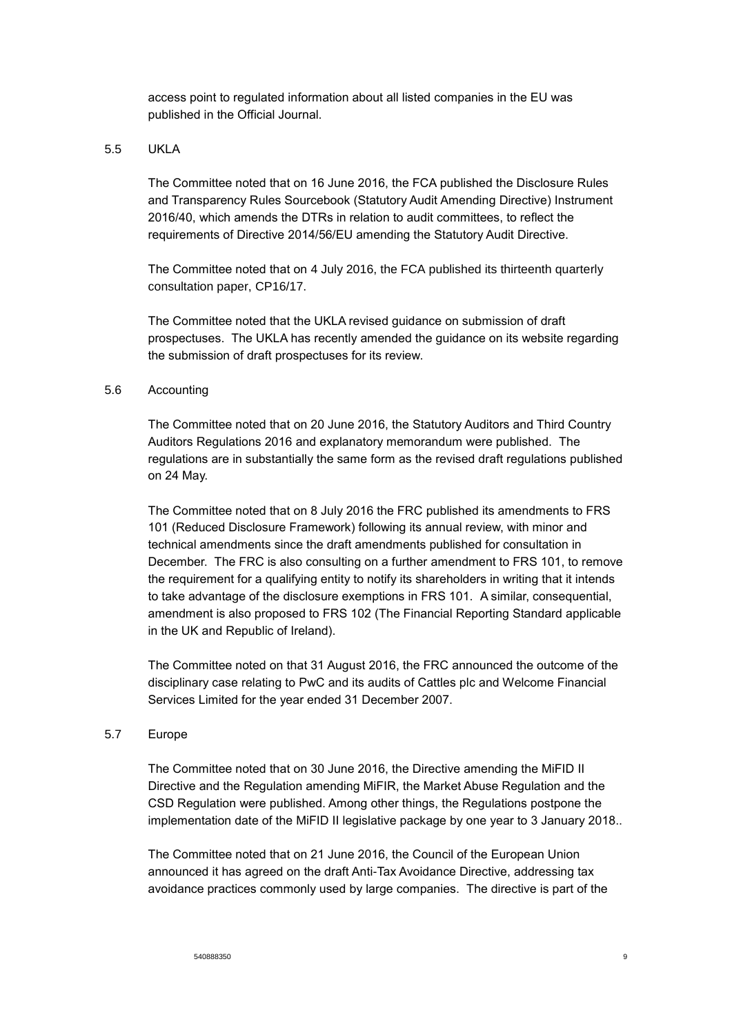access point to regulated information about all listed companies in the EU was published in the Official Journal.

5.5 UKLA

The Committee noted that on 16 June 2016, the FCA published the Disclosure Rules and Transparency Rules Sourcebook (Statutory Audit Amending Directive) Instrument 2016/40, which amends the DTRs in relation to audit committees, to reflect the requirements of Directive 2014/56/EU amending the Statutory Audit Directive.

The Committee noted that on 4 July 2016, the FCA published its thirteenth quarterly consultation paper, CP16/17.

The Committee noted that the UKLA revised guidance on submission of draft prospectuses. The UKLA has recently amended the guidance on its website regarding the submission of draft prospectuses for its review.

5.6 Accounting

The Committee noted that on 20 June 2016, the Statutory Auditors and Third Country Auditors Regulations 2016 and explanatory memorandum were published. The regulations are in substantially the same form as the revised draft regulations published on 24 May.

The Committee noted that on 8 July 2016 the FRC published its amendments to FRS 101 (Reduced Disclosure Framework) following its annual review, with minor and technical amendments since the draft amendments published for consultation in December. The FRC is also consulting on a further amendment to FRS 101, to remove the requirement for a qualifying entity to notify its shareholders in writing that it intends to take advantage of the disclosure exemptions in FRS 101. A similar, consequential, amendment is also proposed to FRS 102 (The Financial Reporting Standard applicable in the UK and Republic of Ireland).

The Committee noted on that 31 August 2016, the FRC announced the outcome of the disciplinary case relating to PwC and its audits of Cattles plc and Welcome Financial Services Limited for the year ended 31 December 2007.

5.7 Europe

The Committee noted that on 30 June 2016, the Directive amending the MiFID II Directive and the Regulation amending MiFIR, the Market Abuse Regulation and the CSD Regulation were published. Among other things, the Regulations postpone the implementation date of the MiFID II legislative package by one year to 3 January 2018..

The Committee noted that on 21 June 2016, the Council of the European Union announced it has agreed on the draft Anti-Tax Avoidance Directive, addressing tax avoidance practices commonly used by large companies. The directive is part of the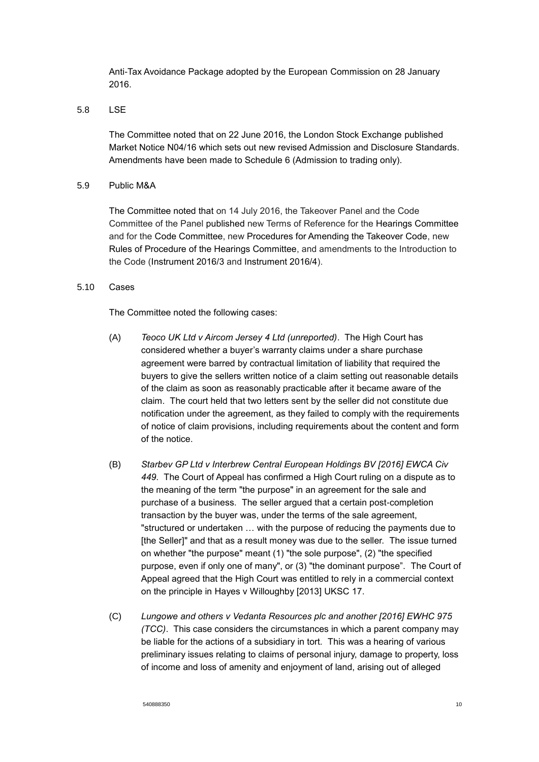Anti-Tax Avoidance Package adopted by the European Commission on 28 January 2016.

5.8 LSE

The Committee noted that on 22 June 2016, the London Stock Exchange published Market Notice N04/16 which sets out new revised Admission and Disclosure Standards. Amendments have been made to Schedule 6 (Admission to trading only).

5.9 Public M&A

The Committee noted that on 14 July 2016, the Takeover Panel and the Code Committee of the Panel published new Terms of Reference for the Hearings Committee and for the Code Committee, new Procedures for Amending the Takeover Code, new Rules of Procedure of the Hearings Committee, and amendments to the Introduction to the Code (Instrument 2016/3 and Instrument 2016/4).

5.10 Cases

The Committee noted the following cases:

(A) *Teoco UK Ltd v Aircom Jersey 4 Ltd (unreported)*. The High Court has considered whether a buyer's warranty claims under a share purchase agreement were barred by contractual limitation of liability that required the buyers to give the sellers written notice of a claim setting out reasonable details of the claim as soon as reasonably practicable after it became aware of the claim. The court held that two letters sent by the seller did not constitute due notification under the agreement, as they failed to comply with the requirements of notice of claim provisions, including requirements about the content and form of the notice.

(B) *Starbev GP Ltd v Interbrew Central European Holdings BV [2016] EWCA Civ 449*. The Court of Appeal has confirmed a High Court ruling on a dispute as to the meaning of the term "the purpose" in an agreement for the sale and purchase of a business. The seller argued that a certain post-completion transaction by the buyer was, under the terms of the sale agreement, "structured or undertaken … with the purpose of reducing the payments due to [the Seller]" and that as a result money was due to the seller. The issue turned on whether "the purpose" meant (1) "the sole purpose", (2) "the specified purpose, even if only one of many", or (3) "the dominant purpose". The Court of Appeal agreed that the High Court was entitled to rely in a commercial context on the principle in Hayes v Willoughby [2013] UKSC 17.

(C) *Lungowe and others v Vedanta Resources plc and another [2016] EWHC 975 (TCC)*. This case considers the circumstances in which a parent company may be liable for the actions of a subsidiary in tort. This was a hearing of various preliminary issues relating to claims of personal injury, damage to property, loss of income and loss of amenity and enjoyment of land, arising out of alleged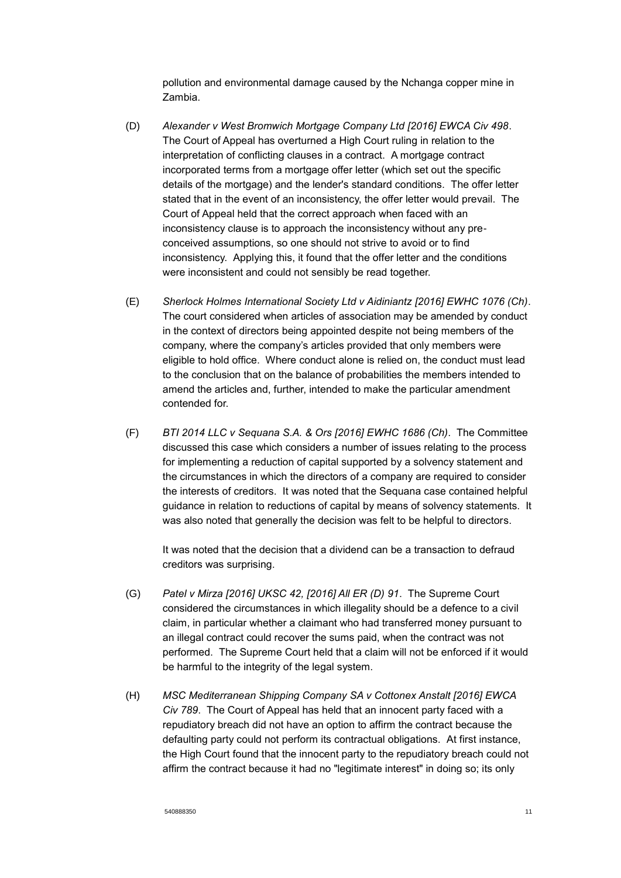pollution and environmental damage caused by the Nchanga copper mine in Zambia.

(D) *Alexander v West Bromwich Mortgage Company Ltd [2016] EWCA Civ 498*. The Court of Appeal has overturned a High Court ruling in relation to the interpretation of conflicting clauses in a contract. A mortgage contract incorporated terms from a mortgage offer letter (which set out the specific details of the mortgage) and the lender's standard conditions. The offer letter stated that in the event of an inconsistency, the offer letter would prevail. The Court of Appeal held that the correct approach when faced with an inconsistency clause is to approach the inconsistency without any pre-conceived assumptions, so one should not strive to avoid or to find inconsistency. Applying this, it found that the offer letter and the conditions were inconsistent and could not sensibly be read together.

(E) *Sherlock Holmes International Society Ltd v Aidiniantz [2016] EWHC 1076 (Ch)*. The court considered when articles of association may be amended by conduct in the context of directors being appointed despite not being members of the company, where the company's articles provided that only members were eligible to hold office. Where conduct alone is relied on, the conduct must lead to the conclusion that on the balance of probabilities the members intended to amend the articles and, further, intended to make the particular amendment contended for.

(F) *BTI 2014 LLC v Sequana S.A. & Ors [2016] EWHC 1686 (Ch)*. The Committee discussed this case which considers a number of issues relating to the process for implementing a reduction of capital supported by a solvency statement and the circumstances in which the directors of a company are required to consider the interests of creditors. It was noted that the Sequana case contained helpful guidance in relation to reductions of capital by means of solvency statements. It was also noted that generally the decision was felt to be helpful to directors.

It was noted that the decision that a dividend can be a transaction to defraud creditors was surprising.

(G) *Patel v Mirza [2016] UKSC 42, [2016] All ER (D) 91*. The Supreme Court considered the circumstances in which illegality should be a defence to a civil claim, in particular whether a claimant who had transferred money pursuant to an illegal contract could recover the sums paid, when the contract was not performed. The Supreme Court held that a claim will not be enforced if it would be harmful to the integrity of the legal system.

(H) *MSC Mediterranean Shipping Company SA v Cottonex Anstalt [2016] EWCA Civ 789*. The Court of Appeal has held that an innocent party faced with a repudiatory breach did not have an option to affirm the contract because the defaulting party could not perform its contractual obligations. At first instance, the High Court found that the innocent party to the repudiatory breach could not affirm the contract because it had no "legitimate interest" in doing so; its only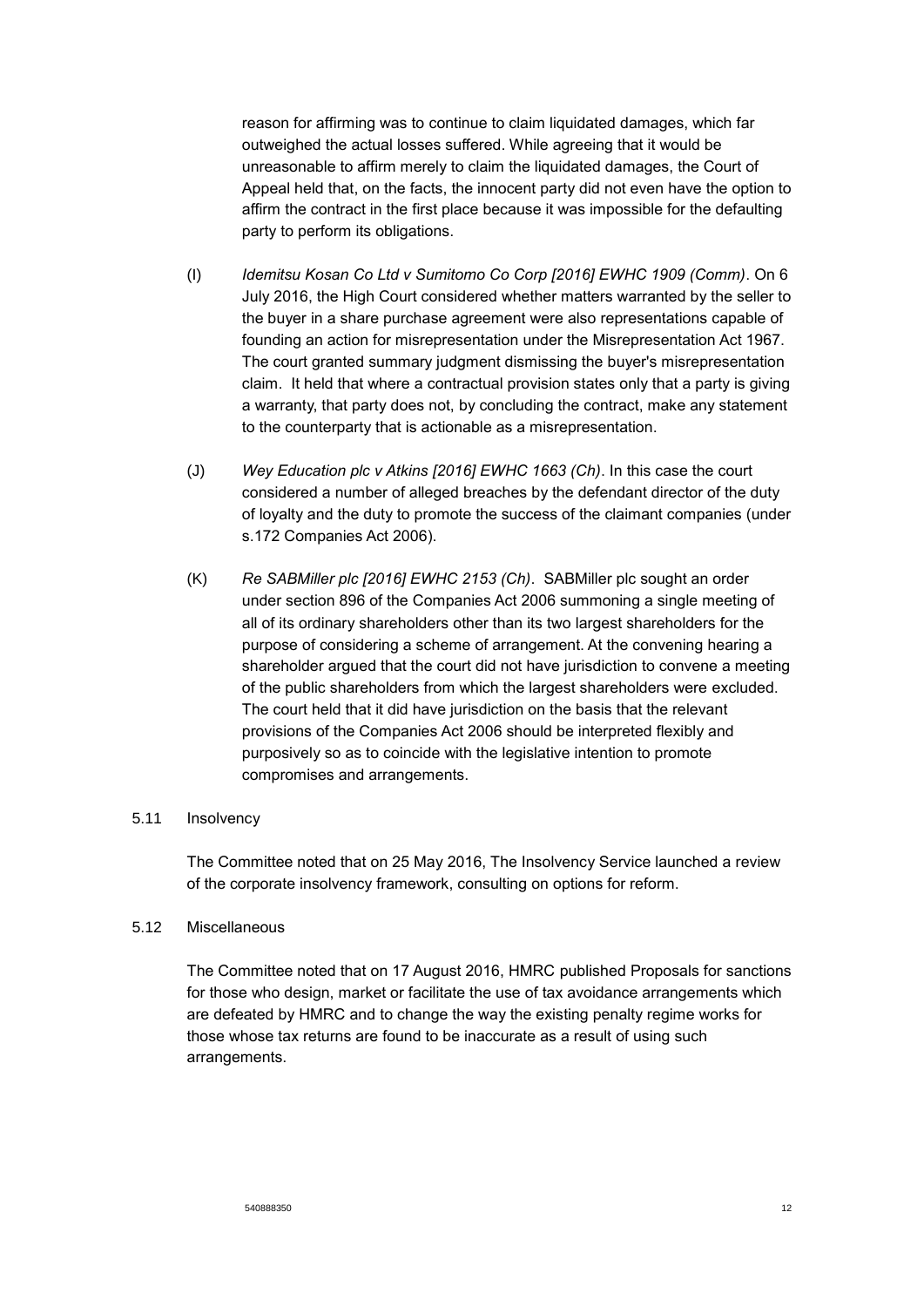reason for affirming was to continue to claim liquidated damages, which far outweighed the actual losses suffered. While agreeing that it would be unreasonable to affirm merely to claim the liquidated damages, the Court of Appeal held that, on the facts, the innocent party did not even have the option to affirm the contract in the first place because it was impossible for the defaulting party to perform its obligations.

(I) *Idemitsu Kosan Co Ltd v Sumitomo Co Corp [2016] EWHC 1909 (Comm)*. On 6 July 2016, the High Court considered whether matters warranted by the seller to the buyer in a share purchase agreement were also representations capable of founding an action for misrepresentation under the Misrepresentation Act 1967. The court granted summary judgment dismissing the buyer's misrepresentation claim. It held that where a contractual provision states only that a party is giving a warranty, that party does not, by concluding the contract, make any statement to the counterparty that is actionable as a misrepresentation.

(J) *Wey Education plc v Atkins [2016] EWHC 1663 (Ch)*. In this case the court considered a number of alleged breaches by the defendant director of the duty of loyalty and the duty to promote the success of the claimant companies (under s.172 Companies Act 2006).

(K) *Re SABMiller plc [2016] EWHC 2153 (Ch)*. SABMiller plc sought an order under section 896 of the Companies Act 2006 summoning a single meeting of all of its ordinary shareholders other than its two largest shareholders for the purpose of considering a scheme of arrangement. At the convening hearing a shareholder argued that the court did not have jurisdiction to convene a meeting of the public shareholders from which the largest shareholders were excluded. The court held that it did have jurisdiction on the basis that the relevant provisions of the Companies Act 2006 should be interpreted flexibly and purposively so as to coincide with the legislative intention to promote compromises and arrangements.

5.11 Insolvency

The Committee noted that on 25 May 2016, The Insolvency Service launched a review of the corporate insolvency framework, consulting on options for reform.

5.12 Miscellaneous

The Committee noted that on 17 August 2016, HMRC published Proposals for sanctions for those who design, market or facilitate the use of tax avoidance arrangements which are defeated by HMRC and to change the way the existing penalty regime works for those whose tax returns are found to be inaccurate as a result of using such arrangements.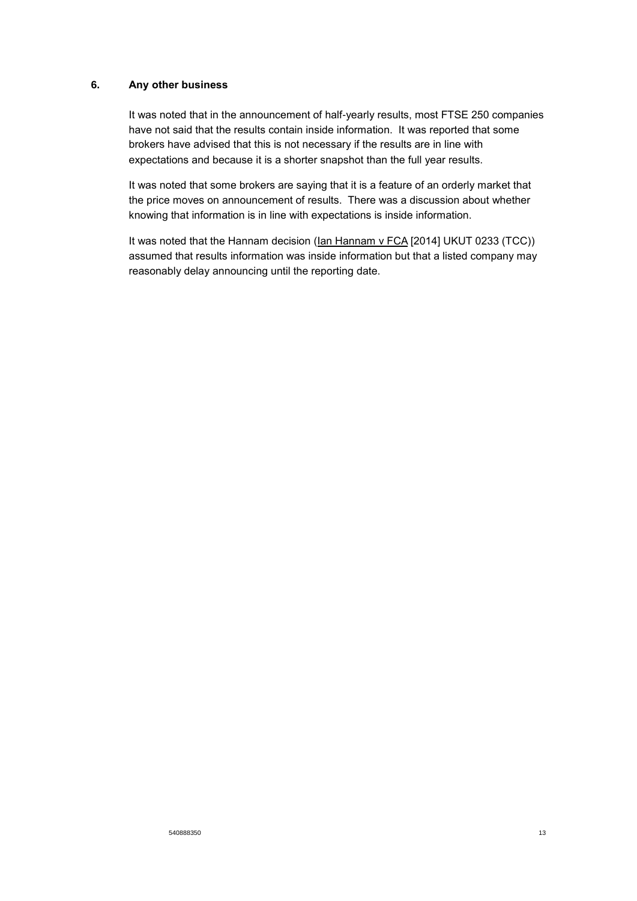## 6. Any other business

It was noted that in the announcement of half-yearly results, most FTSE 250 companies have not said that the results contain inside information. It was reported that some brokers have advised that this is not necessary if the results are in line with expectations and because it is a shorter snapshot than the full year results.

It was noted that some brokers are saying that it is a feature of an orderly market that the price moves on announcement of results. There was a discussion about whether knowing that information is in line with expectations is inside information.

It was noted that the Hannam decision (Ian Hannam v FCA [2014] UKUT 0233 (TCC)) assumed that results information was inside information but that a listed company may reasonably delay announcing until the reporting date.